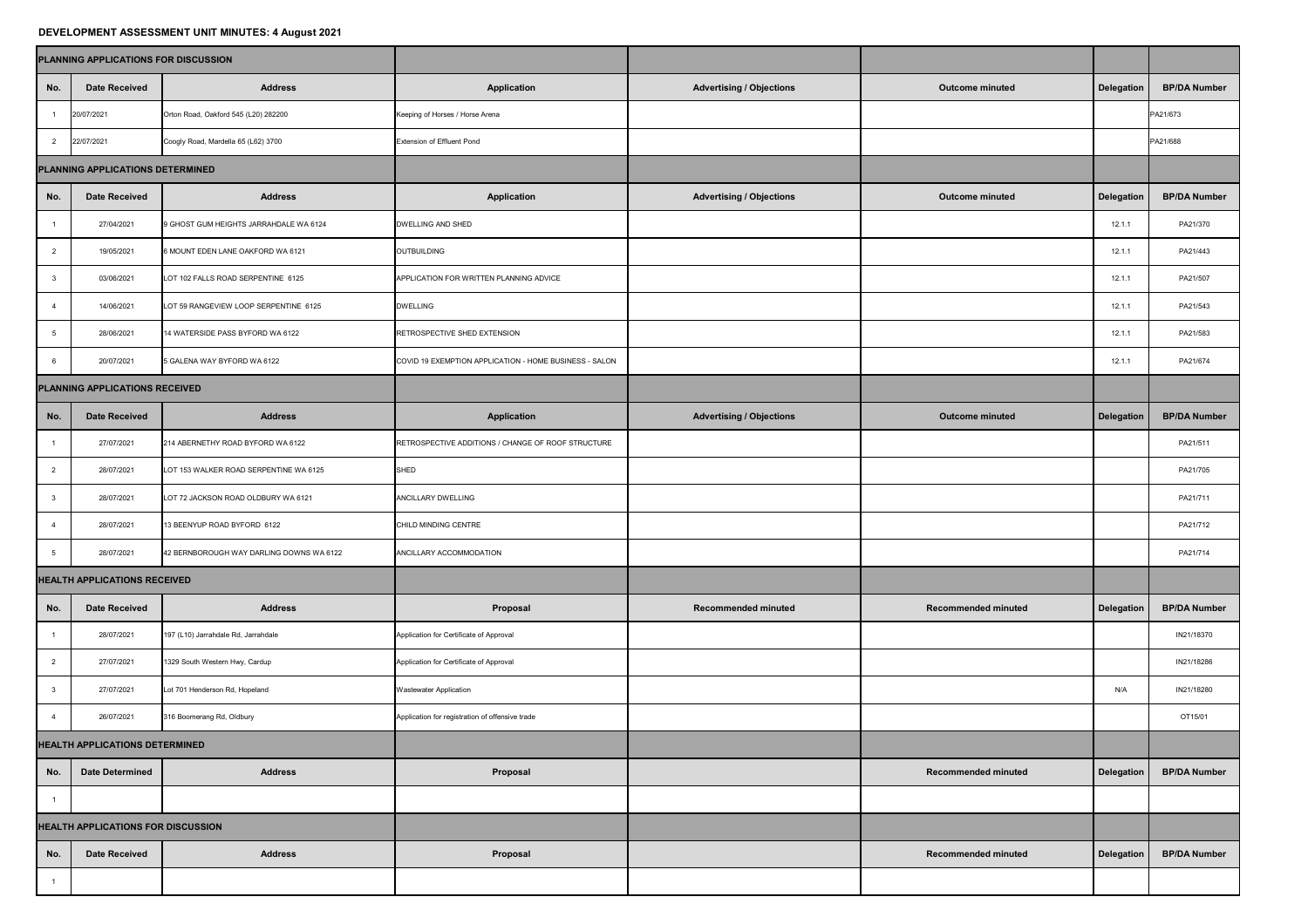**DEVELOPMENT ASSESSMENT UNIT MINUTES: 4 August 2021**

| **PLANNING APPLICATIONS FOR DISCUSSION** | | | | | | | |
|---|---|---|---|---|---|---|---|
| **No.** | **Date Received** | **Address** | **Application** | **Advertising / Objections** | **Outcome minuted** | **Delegation** | **BP/DA Number** |
| 1 | 20/07/2021 | Orton Road, Oakford 545 (L20) 282200 | Keeping of Horses / Horse Arena | | | | PA21/673 |
| 2 | 22/07/2021 | Coogly Road, Mardella 65 (L62) 3700 | Extension of Effluent Pond | | | | PA21/688 |
| **PLANNING APPLICATIONS DETERMINED** | | | | | | | |
| **No.** | **Date Received** | **Address** | **Application** | **Advertising / Objections** | **Outcome minuted** | **Delegation** | **BP/DA Number** |
| 1 | 27/04/2021 | 9 GHOST GUM HEIGHTS JARRAHDALE WA 6124 | DWELLING AND SHED | | | 12.1.1 | PA21/370 |
| 2 | 19/05/2021 | 6 MOUNT EDEN LANE OAKFORD WA 6121 | OUTBUILDING | | | 12.1.1 | PA21/443 |
| 3 | 03/06/2021 | LOT 102 FALLS ROAD SERPENTINE 6125 | APPLICATION FOR WRITTEN PLANNING ADVICE | | | 12.1.1 | PA21/507 |
| 4 | 14/06/2021 | LOT 59 RANGEVIEW LOOP SERPENTINE 6125 | DWELLING | | | 12.1.1 | PA21/543 |
| 5 | 28/06/2021 | 14 WATERSIDE PASS BYFORD WA 6122 | RETROSPECTIVE SHED EXTENSION | | | 12.1.1 | PA21/583 |
| 6 | 20/07/2021 | 5 GALENA WAY BYFORD WA 6122 | COVID 19 EXEMPTION APPLICATION - HOME BUSINESS - SALON | | | 12.1.1 | PA21/674 |
| **PLANNING APPLICATIONS RECEIVED** | | | | | | | |
| **No.** | **Date Received** | **Address** | **Application** | **Advertising / Objections** | **Outcome minuted** | **Delegation** | **BP/DA Number** |
| 1 | 27/07/2021 | 214 ABERNETHY ROAD BYFORD WA 6122 | RETROSPECTIVE ADDITIONS / CHANGE OF ROOF STRUCTURE | | | | PA21/511 |
| 2 | 28/07/2021 | LOT 153 WALKER ROAD SERPENTINE WA 6125 | SHED | | | | PA21/705 |
| 3 | 28/07/2021 | LOT 72 JACKSON ROAD OLDBURY WA 6121 | ANCILLARY DWELLING | | | | PA21/711 |
| 4 | 28/07/2021 | 13 BEENYUP ROAD BYFORD 6122 | CHILD MINDING CENTRE | | | | PA21/712 |
| 5 | 28/07/2021 | 42 BERNBOROUGH WAY DARLING DOWNS WA 6122 | ANCILLARY ACCOMMODATION | | | | PA21/714 |
| **HEALTH APPLICATIONS RECEIVED** | | | | | | | |
| **No.** | **Date Received** | **Address** | **Proposal** | **Recommended minuted** | **Recommended minuted** | **Delegation** | **BP/DA Number** |
| 1 | 28/07/2021 | 197 (L10) Jarrahdale Rd, Jarrahdale | Application for Certificate of Approval | | | | IN21/18370 |
| 2 | 27/07/2021 | 1329 South Western Hwy, Cardup | Application for Certificate of Approval | | | | IN21/18286 |
| 3 | 27/07/2021 | Lot 701 Henderson Rd, Hopeland | Wastewater Application | | | N/A | IN21/18280 |
| 4 | 26/07/2021 | 316 Boomerang Rd, Oldbury | Application for registration of offensive trade | | | | OT15/01 |
| **HEALTH APPLICATIONS DETERMINED** | | | | | | | |
| **No.** | **Date Determined** | **Address** | **Proposal** | | **Recommended minuted** | **Delegation** | **BP/DA Number** |
| 1 | | | | | | | |
| **HEALTH APPLICATIONS FOR DISCUSSION** | | | | | | | |
| **No.** | **Date Received** | **Address** | **Proposal** | | **Recommended minuted** | **Delegation** | **BP/DA Number** |
| 1 | | | | | | | |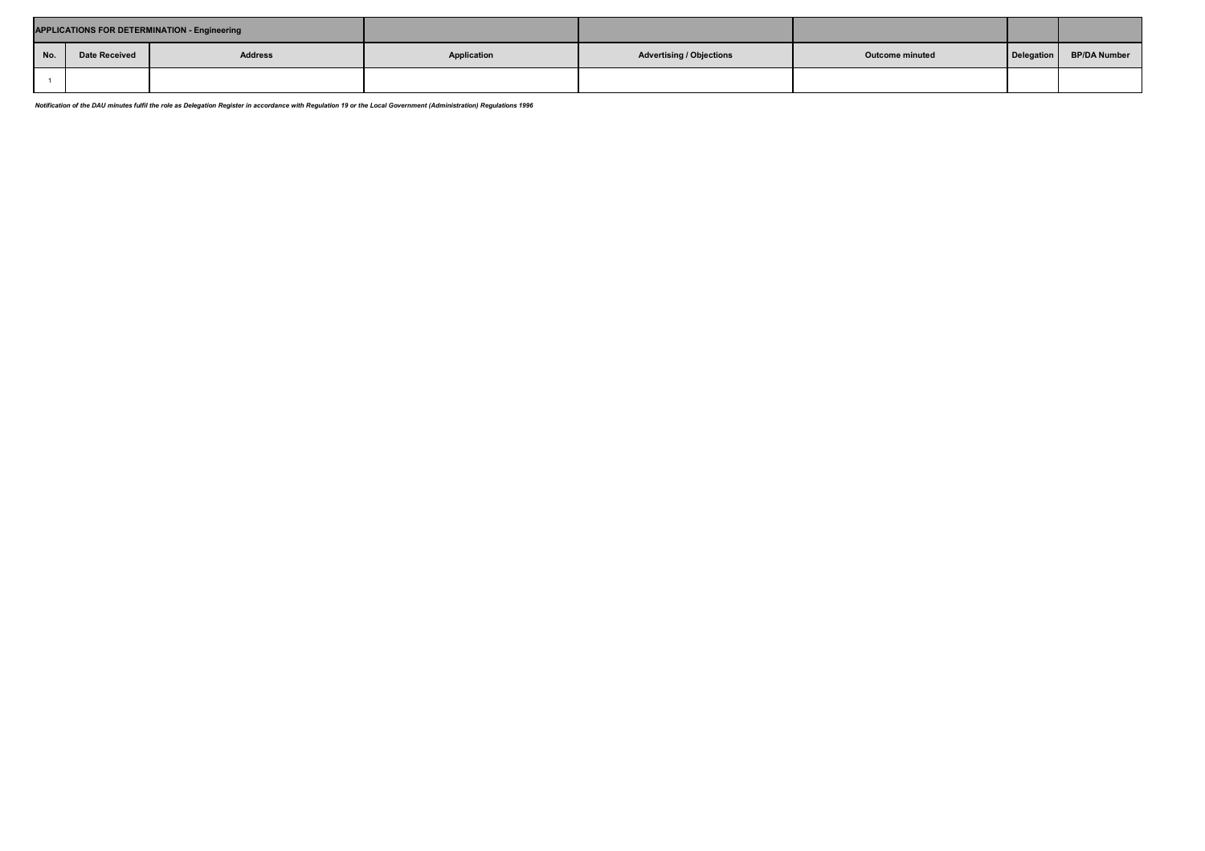| APPLICATIONS FOR DETERMINATION - Engineering | | | | | | | |
|---|---|---|---|---|---|---|---|
| No. | Date Received | Address | Application | Advertising / Objections | Outcome minuted | Delegation | BP/DA Number |
| 1 | | | | | | | |

*Notification of the DAU minutes fulfil the role as Delegation Register in accordance with Regulation 19 or the Local Government (Administration) Regulations 1996*